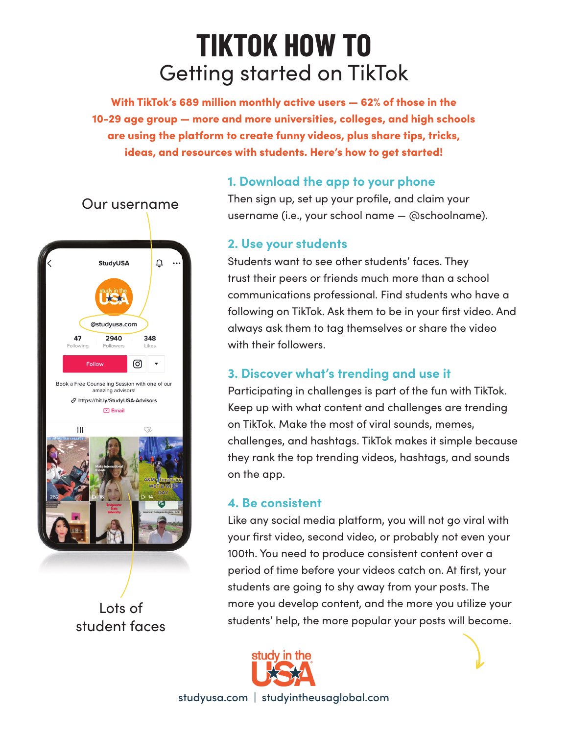# TIKTOK HOW TO

## Getting started on TikTok

**With TikTok's 689 million monthly active users — 62% of those in the 10-29 age group — more and more universities, colleges, and high schools are using the platform to create funny videos, plus share tips, tricks, ideas, and resources with students. Here's how to get started!**

Our username

Lots of student faces

### 1. Download the app to your phone

Then sign up, set up your profile, and claim your username (i.e., your school name — @schoolname).

### 2. Use your students

Students want to see other students' faces. They trust their peers or friends much more than a school communications professional. Find students who have a following on TikTok. Ask them to be in your first video. And always ask them to tag themselves or share the video with their followers.

### 3. Discover what's trending and use it

Participating in challenges is part of the fun with TikTok. Keep up with what content and challenges are trending on TikTok. Make the most of viral sounds, memes, challenges, and hashtags. TikTok makes it simple because they rank the top trending videos, hashtags, and sounds on the app.

### 4. Be consistent

Like any social media platform, you will not go viral with your first video, second video, or probably not even your 100th. You need to produce consistent content over a period of time before your videos catch on. At first, your students are going to shy away from your posts. The more you develop content, and the more you utilize your students' help, the more popular your posts will become.

studyusa.com | studyintheusaglobal.com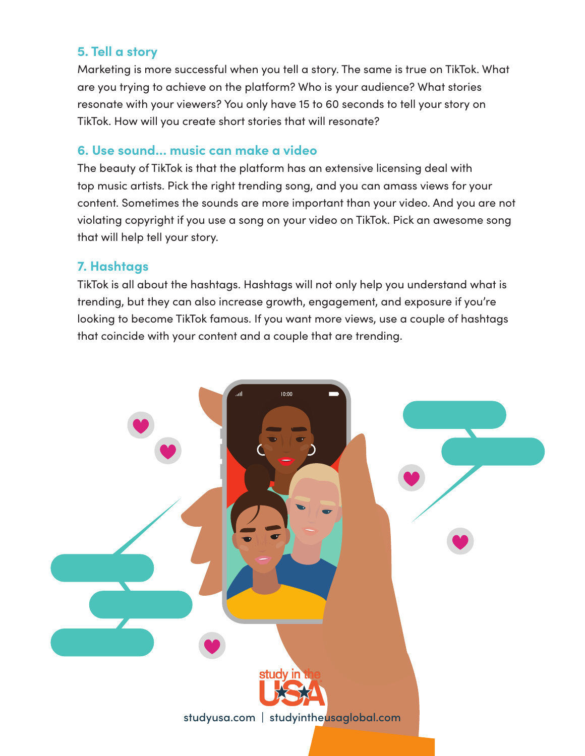### 5. Tell a story

Marketing is more successful when you tell a story. The same is true on TikTok. What are you trying to achieve on the platform? Who is your audience? What stories resonate with your viewers? You only have 15 to 60 seconds to tell your story on TikTok. How will you create short stories that will resonate?

### 6. Use sound... music can make a video

The beauty of TikTok is that the platform has an extensive licensing deal with top music artists. Pick the right trending song, and you can amass views for your content. Sometimes the sounds are more important than your video. And you are not violating copyright if you use a song on your video on TikTok. Pick an awesome song that will help tell your story.

### 7. Hashtags

TikTok is all about the hashtags. Hashtags will not only help you understand what is trending, but they can also increase growth, engagement, and exposure if you're looking to become TikTok famous. If you want more views, use a couple of hashtags that coincide with your content and a couple that are trending.

study in the USA

studyusa.com | studyintheusaglobal.com